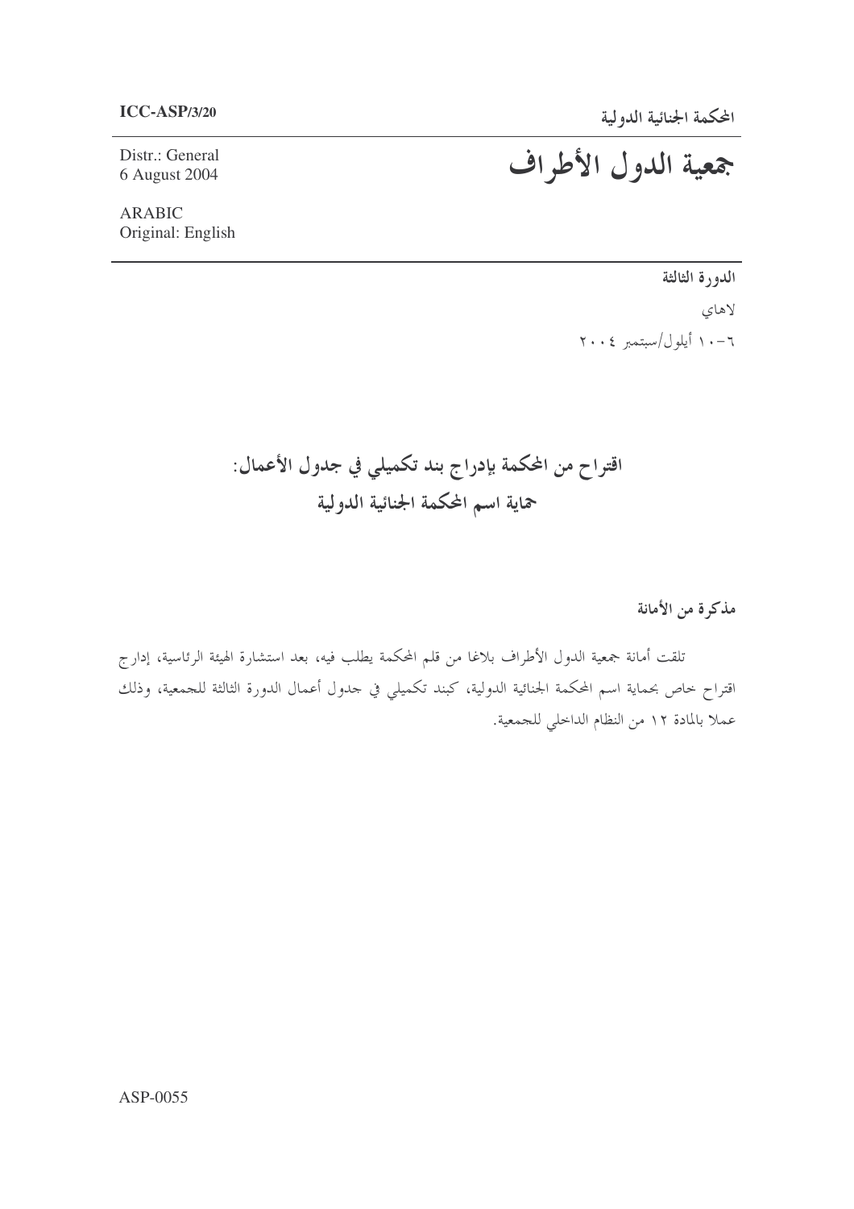**ICC-ASP/3/20**

**المحكمة الجنائية الدولية**

# جمعية الدول الأطراف

Distr.: General
6 August 2004

ARABIC
Original: English

**الدورة الثالثة**

لاهاي

٦-١٠ أيلول/سبتمبر ٢٠٠٤

## اقتراح من المحكمة بإدراج بند تكميلي في جدول الأعمال: حماية اسم المحكمة الجنائية الدولية

**مذكرة من الأمانة**

تلقت أمانة جمعية الدول الأطراف بلاغا من قلم المحكمة يطلب فيه، بعد استشارة الهيئة الرئاسية، إدراج اقتراح خاص بحماية اسم المحكمة الجنائية الدولية، كبند تكميلي في جدول أعمال الدورة الثالثة للجمعية، وذلك عملا بالمادة ١٢ من النظام الداخلي للجمعية.

ASP-0055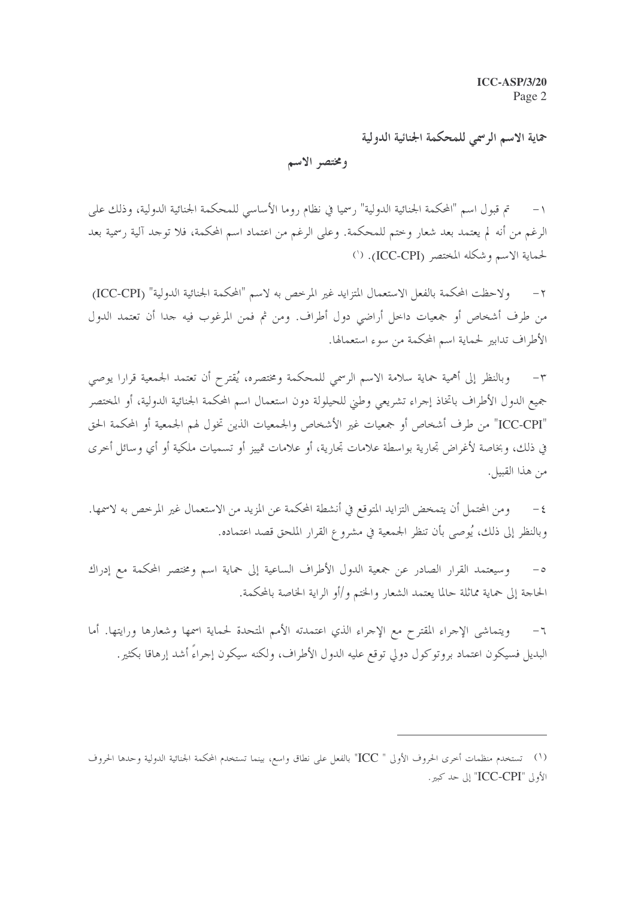## حماية الاسم الرسمي للمحكمة الجنائية الدولية

## ومختصر الاسم

١- تم قبول اسم "المحكمة الجنائية الدولية" رسميا في نظام روما الأساسي للمحكمة الجنائية الدولية، وذلك على الرغم من أنه لم يعتمد بعد شعار وختم للمحكمة. وعلى الرغم من اعتماد اسم المحكمة، فلا توجد آلية رسمية بعد لحماية الاسم وشكله المختصر (ICC-CPI). [1]

٢- ولاحظت المحكمة بالفعل الاستعمال المتزايد غير المرخص به لاسم "المحكمة الجنائية الدولية" (ICC-CPI) من طرف أشخاص أو جمعيات داخل أراضي دول أطراف. ومن ثم فمن المرغوب فيه جدا أن تعتمد الدول الأطراف تدابير لحماية اسم المحكمة من سوء استعمالها.

٣- وبالنظر إلى أهمية حماية سلامة الاسم الرسمي للمحكمة ومختصره، يُقترح أن تعتمد الجمعية قرارا يوصي جميع الدول الأطراف باتخاذ إجراء تشريعي وطني للحيلولة دون استعمال اسم المحكمة الجنائية الدولية، أو المختصر "ICC-CPI" من طرف أشخاص أو جمعيات غير الأشخاص والجمعيات الذين تخول لهم الجمعية أو المحكمة الحق في ذلك، وبخاصة لأغراض تجارية بواسطة علامات تجارية، أو علامات تمييز أو تسميات ملكية أو أي وسائل أخرى من هذا القبيل.

٤- ومن المحتمل أن يتمخض التزايد المتوقع في أنشطة المحكمة عن المزيد من الاستعمال غير المرخص به لاسمها. وبالنظر إلى ذلك، يُوصى بأن تنظر الجمعية في مشروع القرار الملحق قصد اعتماده.

٥- وسيعتمد القرار الصادر عن جمعية الدول الأطراف الساعية إلى حماية اسم ومختصر المحكمة مع إدراك الحاجة إلى حماية مماثلة حالما يعتمد الشعار والختم و/أو الراية الخاصة بالمحكمة.

٦- ويتماشى الإجراء المقترح مع الإجراء الذي اعتمدته الأمم المتحدة لحماية اسمها وشعارها ورايتها. أما البديل فسيكون اعتماد بروتوكول دولي توقع عليه الدول الأطراف، ولكنه سيكون إجراءً أشد إرهاقا بكثير.

---

(١) تستخدم منظمات أخرى الحروف الأولى " ICC" بالفعل على نطاق واسع، بينما تستخدم المحكمة الجنائية الدولية وحدها الحروف الأولى "ICC-CPI" إلى حد كبير.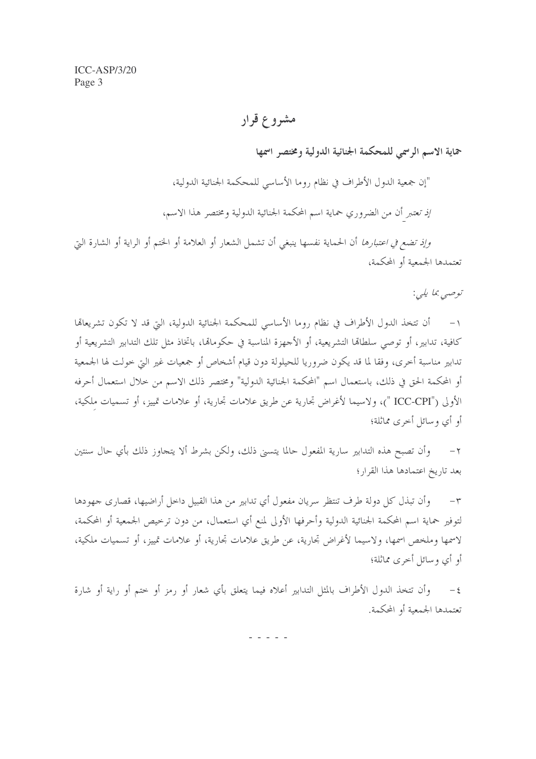# مشروع قرار

## حماية الاسم الرسمي للمحكمة الجنائية الدولية ومختصر اسمها

"إن جمعية الدول الأطراف في نظام روما الأساسي للمحكمة الجنائية الدولية،

*إذ تعتبر* أن من الضروري حماية اسم المحكمة الجنائية الدولية ومختصر هذا الاسم،

*وإذ تضع في اعتبارها* أن الحماية نفسها ينبغي أن تشمل الشعار أو العلامة أو الختم أو الراية أو الشارة التي تعتمدها الجمعية أو المحكمة،

*توصي بما يلي:*

١- أن تتخذ الدول الأطراف في نظام روما الأساسي للمحكمة الجنائية الدولية، التي قد لا تكون تشريعاتها كافية، تدابير، أو توصي سلطاتها التشريعية، أو الأجهزة المناسبة في حكوماتها، باتخاذ مثل تلك التدابير التشريعية أو تدابير مناسبة أخرى، وفقا لما قد يكون ضروريا للحيلولة دون قيام أشخاص أو جمعيات غير التي خولت لها الجمعية أو المحكمة الحق في ذلك، باستعمال اسم "المحكمة الجنائية الدولية" ومختصر ذلك الاسم من خلال استعمال أحرفه الأولى ("ICC-CPI")، ولاسيما لأغراض تجارية عن طريق علامات تجارية، أو علامات تمييز، أو تسميات ملكية، أو أي وسائل أخرى مماثلة؛

٢- وأن تصبح هذه التدابير سارية المفعول حالما يتسنى ذلك، ولكن بشرط ألا يتجاوز ذلك بأي حال سنتين بعد تاريخ اعتمادها هذا القرار؛

٣- وأن تبذل كل دولة طرف تنتظر سريان مفعول أي تدابير من هذا القبيل داخل أراضيها، قصارى جهودها لتوفير حماية اسم المحكمة الجنائية الدولية وأحرفها الأولى لمنع أي استعمال، من دون ترخيص الجمعية أو المحكمة، لاسمها وملخص اسمها، ولاسيما لأغراض تجارية، عن طريق علامات تجارية، أو علامات تمييز، أو تسميات ملكية، أو أي وسائل أخرى مماثلة؛

٤- وأن تتخذ الدول الأطراف بالمثل التدابير أعلاه فيما يتعلق بأي شعار أو رمز أو ختم أو راية أو شارة تعتمدها الجمعية أو المحكمة.

- - - - -